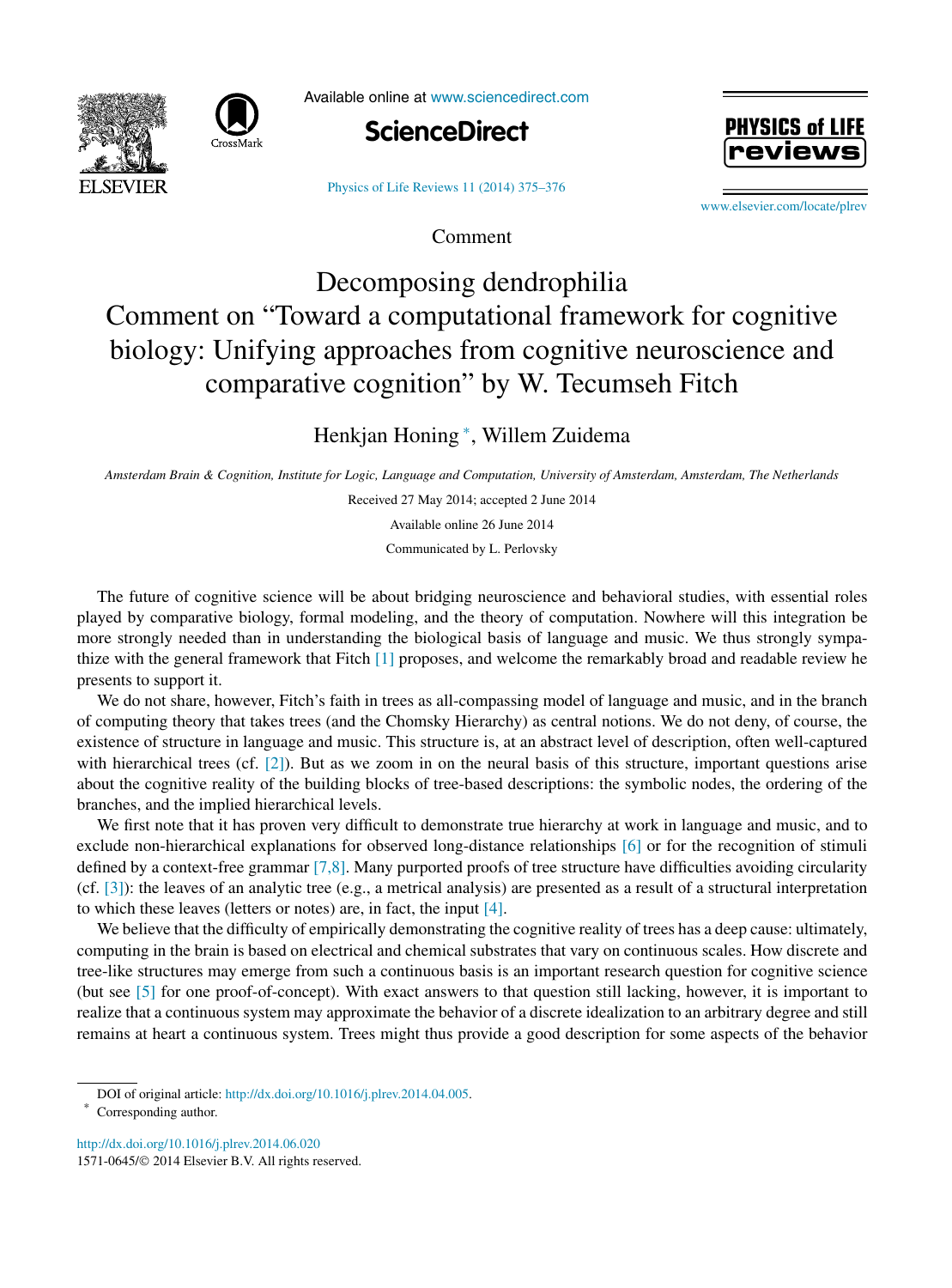Comment

# Decomposing dendrophilia
# Comment on "Toward a computational framework for cognitive biology: Unifying approaches from cognitive neuroscience and comparative cognition" by W. Tecumseh Fitch

Henkjan Honing *, Willem Zuidema

*Amsterdam Brain & Cognition, Institute for Logic, Language and Computation, University of Amsterdam, Amsterdam, The Netherlands*

Received 27 May 2014; accepted 2 June 2014

Available online 26 June 2014

Communicated by L. Perlovsky

The future of cognitive science will be about bridging neuroscience and behavioral studies, with essential roles played by comparative biology, formal modeling, and the theory of computation. Nowhere will this integration be more strongly needed than in understanding the biological basis of language and music. We thus strongly sympathize with the general framework that Fitch [1] proposes, and welcome the remarkably broad and readable review he presents to support it.

We do not share, however, Fitch's faith in trees as all-compassing model of language and music, and in the branch of computing theory that takes trees (and the Chomsky Hierarchy) as central notions. We do not deny, of course, the existence of structure in language and music. This structure is, at an abstract level of description, often well-captured with hierarchical trees (cf. [2]). But as we zoom in on the neural basis of this structure, important questions arise about the cognitive reality of the building blocks of tree-based descriptions: the symbolic nodes, the ordering of the branches, and the implied hierarchical levels.

We first note that it has proven very difficult to demonstrate true hierarchy at work in language and music, and to exclude non-hierarchical explanations for observed long-distance relationships [6] or for the recognition of stimuli defined by a context-free grammar [7,8]. Many purported proofs of tree structure have difficulties avoiding circularity (cf. [3]): the leaves of an analytic tree (e.g., a metrical analysis) are presented as a result of a structural interpretation to which these leaves (letters or notes) are, in fact, the input [4].

We believe that the difficulty of empirically demonstrating the cognitive reality of trees has a deep cause: ultimately, computing in the brain is based on electrical and chemical substrates that vary on continuous scales. How discrete and tree-like structures may emerge from such a continuous basis is an important research question for cognitive science (but see [5] for one proof-of-concept). With exact answers to that question still lacking, however, it is important to realize that a continuous system may approximate the behavior of a discrete idealization to an arbitrary degree and still remains at heart a continuous system. Trees might thus provide a good description for some aspects of the behavior

DOI of original article: http://dx.doi.org/10.1016/j.plrev.2014.04.005.

* Corresponding author.

http://dx.doi.org/10.1016/j.plrev.2014.06.020

1571-0645/© 2014 Elsevier B.V. All rights reserved.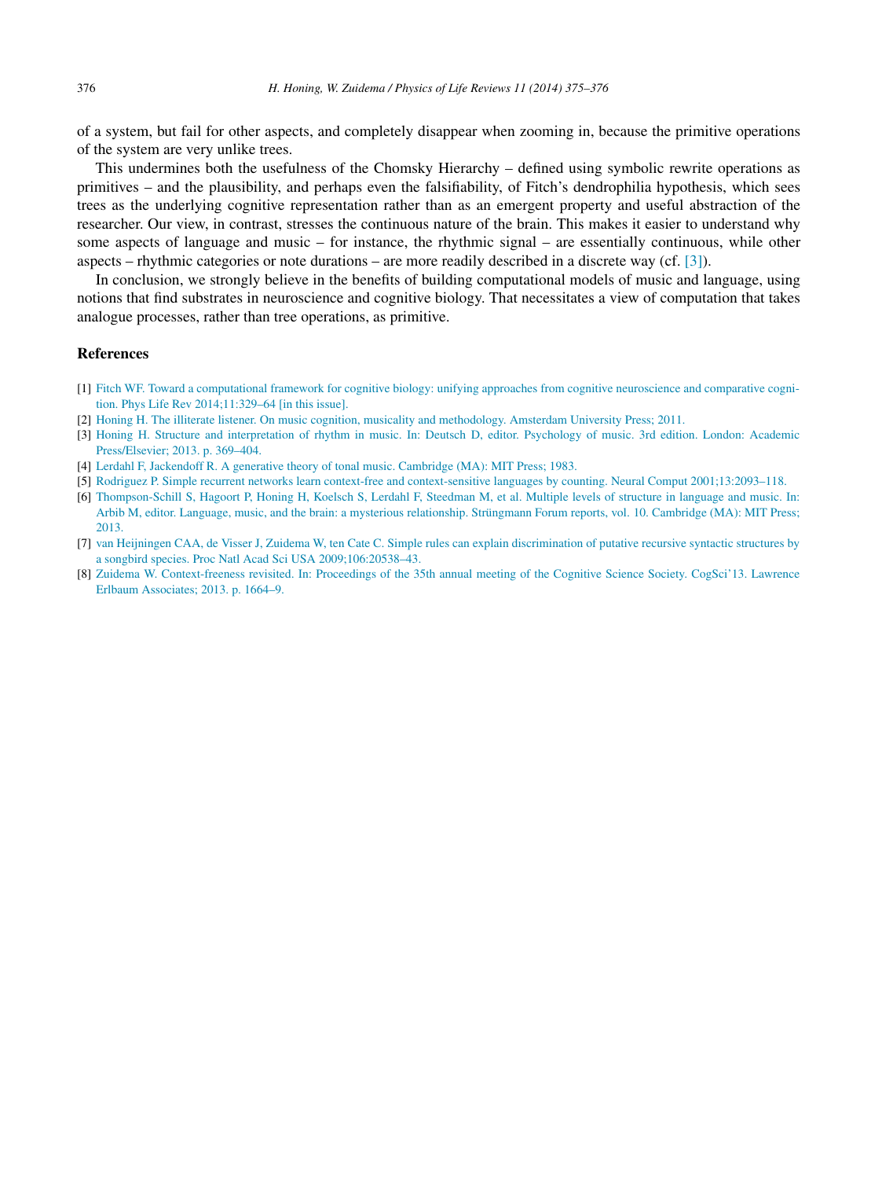of a system, but fail for other aspects, and completely disappear when zooming in, because the primitive operations of the system are very unlike trees.

This undermines both the usefulness of the Chomsky Hierarchy – defined using symbolic rewrite operations as primitives – and the plausibility, and perhaps even the falsifiability, of Fitch's dendrophilia hypothesis, which sees trees as the underlying cognitive representation rather than as an emergent property and useful abstraction of the researcher. Our view, in contrast, stresses the continuous nature of the brain. This makes it easier to understand why some aspects of language and music – for instance, the rhythmic signal – are essentially continuous, while other aspects – rhythmic categories or note durations – are more readily described in a discrete way (cf. [3]).

In conclusion, we strongly believe in the benefits of building computational models of music and language, using notions that find substrates in neuroscience and cognitive biology. That necessitates a view of computation that takes analogue processes, rather than tree operations, as primitive.

## References

[1] Fitch WF. Toward a computational framework for cognitive biology: unifying approaches from cognitive neuroscience and comparative cognition. Phys Life Rev 2014;11:329–64 [in this issue].

[2] Honing H. The illiterate listener. On music cognition, musicality and methodology. Amsterdam University Press; 2011.

[3] Honing H. Structure and interpretation of rhythm in music. In: Deutsch D, editor. Psychology of music. 3rd edition. London: Academic Press/Elsevier; 2013. p. 369–404.

[4] Lerdahl F, Jackendoff R. A generative theory of tonal music. Cambridge (MA): MIT Press; 1983.

[5] Rodriguez P. Simple recurrent networks learn context-free and context-sensitive languages by counting. Neural Comput 2001;13:2093–118.

[6] Thompson-Schill S, Hagoort P, Honing H, Koelsch S, Lerdahl F, Steedman M, et al. Multiple levels of structure in language and music. In: Arbib M, editor. Language, music, and the brain: a mysterious relationship. Strüngmann Forum reports, vol. 10. Cambridge (MA): MIT Press; 2013.

[7] van Heijningen CAA, de Visser J, Zuidema W, ten Cate C. Simple rules can explain discrimination of putative recursive syntactic structures by a songbird species. Proc Natl Acad Sci USA 2009;106:20538–43.

[8] Zuidema W. Context-freeness revisited. In: Proceedings of the 35th annual meeting of the Cognitive Science Society. CogSci'13. Lawrence Erlbaum Associates; 2013. p. 1664–9.